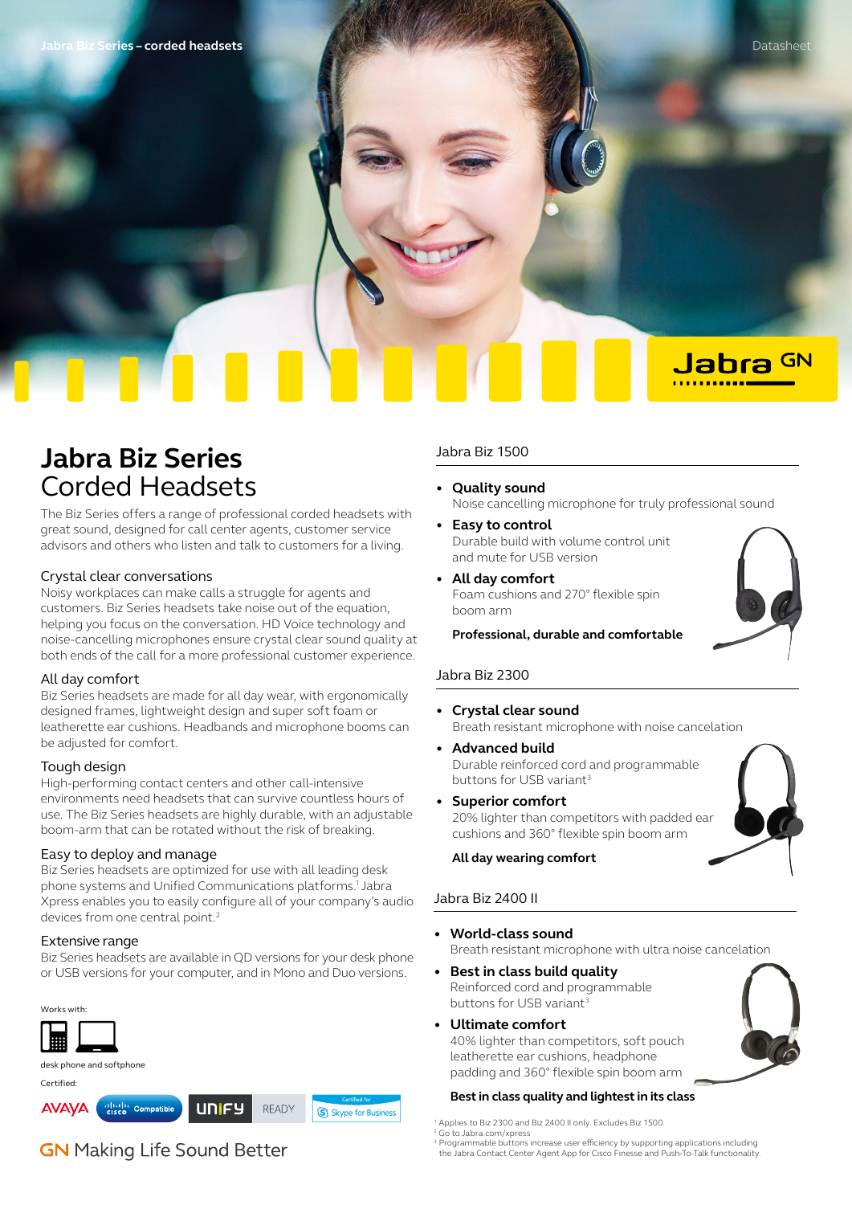Jabra Biz Series – corded headsets

Datasheet

# Jabra Biz Series
## Corded Headsets

The Biz Series offers a range of professional corded headsets with great sound, designed for call center agents, customer service advisors and others who listen and talk to customers for a living.

### Crystal clear conversations

Noisy workplaces can make calls a struggle for agents and customers. Biz Series headsets take noise out of the equation, helping you focus on the conversation. HD Voice technology and noise-cancelling microphones ensure crystal clear sound quality at both ends of the call for a more professional customer experience.

### All day comfort

Biz Series headsets are made for all day wear, with ergonomically designed frames, lightweight design and super soft foam or leatherette ear cushions. Headbands and microphone booms can be adjusted for comfort.

### Tough design

High-performing contact centers and other call-intensive environments need headsets that can survive countless hours of use. The Biz Series headsets are highly durable, with an adjustable boom-arm that can be rotated without the risk of breaking.

### Easy to deploy and manage

Biz Series headsets are optimized for use with all leading desk phone systems and Unified Communications platforms.[1] Jabra Xpress enables you to easily configure all of your company's audio devices from one central point.[2]

### Extensive range

Biz Series headsets are available in QD versions for your desk phone or USB versions for your computer, and in Mono and Duo versions.

Works with:

desk phone and softphone

Certified:

AVAYA, Cisco Compatible, UNIFY READY, Certified for Skype for Business

### Jabra Biz 1500

- **Quality sound**
  Noise cancelling microphone for truly professional sound
- **Easy to control**
  Durable build with volume control unit and mute for USB version
- **All day comfort**
  Foam cushions and 270° flexible spin boom arm

**Professional, durable and comfortable**

### Jabra Biz 2300

- **Crystal clear sound**
  Breath resistant microphone with noise cancelation
- **Advanced build**
  Durable reinforced cord and programmable buttons for USB variant[3]
- **Superior comfort**
  20% lighter than competitors with padded ear cushions and 360° flexible spin boom arm

**All day wearing comfort**

### Jabra Biz 2400 II

- **World-class sound**
  Breath resistant microphone with ultra noise cancelation
- **Best in class build quality**
  Reinforced cord and programmable buttons for USB variant[3]
- **Ultimate comfort**
  40% lighter than competitors, soft pouch leatherette ear cushions, headphone padding and 360° flexible spin boom arm

**Best in class quality and lightest in its class**

[1] Applies to Biz 2300 and Biz 2400 II only. Excludes Biz 1500.
[2] Go to Jabra.com/xpress
[3] Programmable buttons increase user efficiency by supporting applications including the Jabra Contact Center Agent App for Cisco Finesse and Push-To-Talk functionality.

GN Making Life Sound Better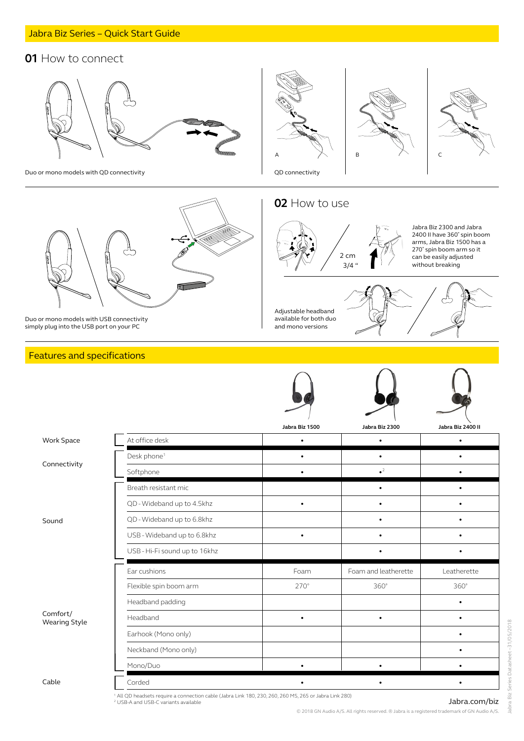## Jabra Biz Series – Quick Start Guide

## 01 How to connect

Duo or mono models with QD connectivity

A

B

C

QD connectivity

Duo or mono models with USB connectivity simply plug into the USB port on your PC

## 02 How to use

2 cm
3/4 "

Jabra Biz 2300 and Jabra 2400 II have 360° spin boom arms, Jabra Biz 1500 has a 270° spin boom arm so it can be easily adjusted without breaking

Adjustable headband available for both duo and mono versions

## Features and specifications

| | | Jabra Biz 1500 | Jabra Biz 2300 | Jabra Biz 2400 II |
|---|---|---|---|---|
| Work Space | At office desk | • | • | • |
| Connectivity | Desk phone[1] | • | • | • |
| | Softphone | • | •[2] | • |
| Sound | Breath resistant mic | | • | • |
| | QD - Wideband up to 4.5khz | • | • | • |
| | QD - Wideband up to 6.8khz | | • | • |
| | USB - Wideband up to 6.8khz | • | • | • |
| | USB - Hi-Fi sound up to 16khz | | • | • |
| Comfort/ Wearing Style | Ear cushions | Foam | Foam and leatherette | Leatherette |
| | Flexible spin boom arm | 270° | 360° | 360° |
| | Headband padding | | | • |
| | Headband | • | • | • |
| | Earhook (Mono only) | | | • |
| | Neckband (Mono only) | | | • |
| | Mono/Duo | • | • | • |
| Cable | Corded | • | • | • |

[1] All QD headsets require a connection cable (Jabra Link 180, 230, 260, 260 MS, 265 or Jabra Link 280)
[2] USB-A and USB-C variants available

Jabra.com/biz

© 2018 GN Audio A/S. All rights reserved. ® Jabra is a registered trademark of GN Audio A/S.

Jabra Biz Series Datasheet - 31/05/2018